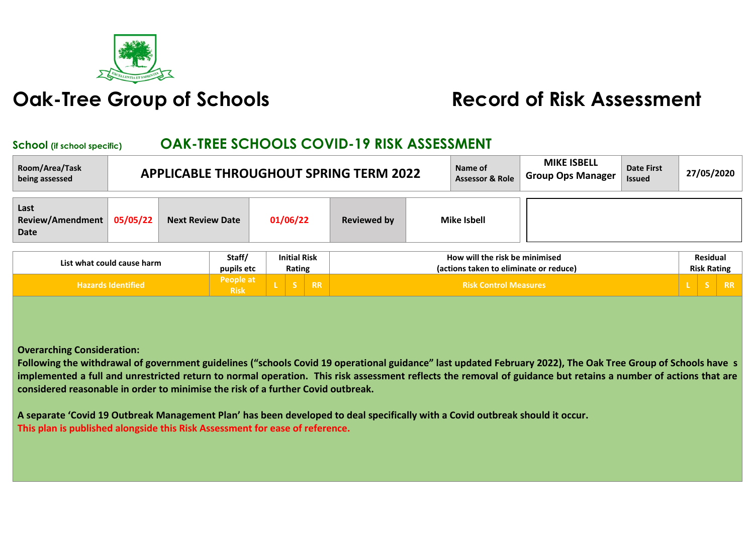# Oak-Tree Group of Schools

# Record of Risk Assessment

## School (if school specific) OAK-TREE SCHOOLS COVID-19 RISK ASSESSMENT

| Room/Area/Task being assessed | APPLICABLE THROUGHOUT SPRING TERM 2022 | Name of Assessor & Role | MIKE ISBELL Group Ops Manager | Date First Issued | 27/05/2020 |
|---|---|---|---|---|---|

| Last Review/Amendment Date | 05/05/22 | Next Review Date | 01/06/22 | Reviewed by | Mike Isbell | |
|---|---|---|---|---|---|---|

| List what could cause harm | Staff/ pupils etc | Initial Risk Rating | | | How will the risk be minimised (actions taken to eliminate or reduce) | Residual Risk Rating | | |
|---|---|---|---|---|---|---|---|---|
| **Hazards Identified** | **People at Risk** | **L** | **S** | **RR** | **Risk Control Measures** | **L** | **S** | **RR** |

**Overarching Consideration:**
**Following the withdrawal of government guidelines ("schools Covid 19 operational guidance" last updated February 2022), The Oak Tree Group of Schools have s implemented a full and unrestricted return to normal operation. This risk assessment reflects the removal of guidance but retains a number of actions that are considered reasonable in order to minimise the risk of a further Covid outbreak.**

**A separate 'Covid 19 Outbreak Management Plan' has been developed to deal specifically with a Covid outbreak should it occur.**
**This plan is published alongside this Risk Assessment for ease of reference.**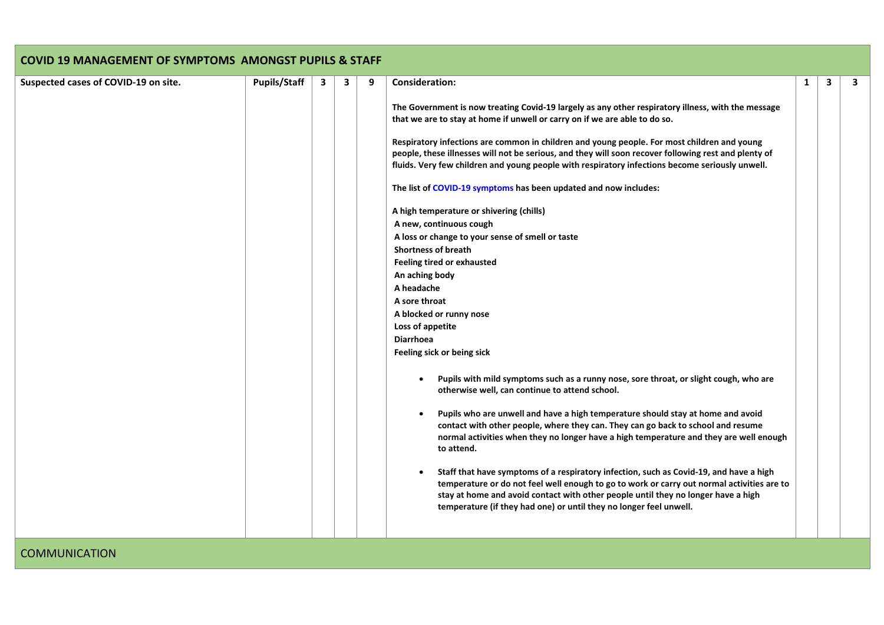| COVID 19 MANAGEMENT OF SYMPTOMS AMONGST PUPILS & STAFF | | | | | | | | |
|---|---|---|---|---|---|---|---|---|
| **Suspected cases of COVID-19 on site.** | **Pupils/Staff** | **3** | **3** | **9** | **Consideration:**<br><br>**The Government is now treating Covid-19 largely as any other respiratory illness, with the message that we are to stay at home if unwell or carry on if we are able to do so.**<br><br>**Respiratory infections are common in children and young people. For most children and young people, these illnesses will not be serious, and they will soon recover following rest and plenty of fluids. Very few children and young people with respiratory infections become seriously unwell.**<br><br>**The list of COVID-19 symptoms has been updated and now includes:**<br><br>**A high temperature or shivering (chills)**<br>**A new, continuous cough**<br>**A loss or change to your sense of smell or taste**<br>**Shortness of breath**<br>**Feeling tired or exhausted**<br>**An aching body**<br>**A headache**<br>**A sore throat**<br>**A blocked or runny nose**<br>**Loss of appetite**<br>**Diarrhoea**<br>**Feeling sick or being sick**<br><br>• **Pupils with mild symptoms such as a runny nose, sore throat, or slight cough, who are otherwise well, can continue to attend school.**<br><br>• **Pupils who are unwell and have a high temperature should stay at home and avoid contact with other people, where they can. They can go back to school and resume normal activities when they no longer have a high temperature and they are well enough to attend.**<br><br>• **Staff that have symptoms of a respiratory infection, such as Covid-19, and have a high temperature or do not feel well enough to go to work or carry out normal activities are to stay at home and avoid contact with other people until they no longer have a high temperature (if they had one) or until they no longer feel unwell.** | **1** | **3** | **3** |

COMMUNICATION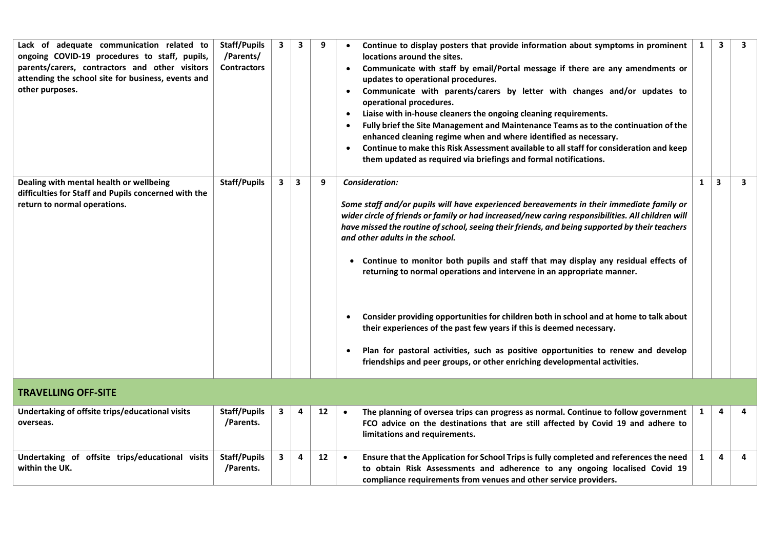| | | | | | | | | |
|---|---|---|---|---|---|---|---|---|
| **Lack of adequate communication related to ongoing COVID-19 procedures to staff, pupils, parents/carers, contractors and other visitors attending the school site for business, events and other purposes.** | **Staff/Pupils /Parents/ Contractors** | **3** | **3** | **9** | • **Continue to display posters that provide information about symptoms in prominent locations around the sites.**<br>• **Communicate with staff by email/Portal message if there are any amendments or updates to operational procedures.**<br>• **Communicate with parents/carers by letter with changes and/or updates to operational procedures.**<br>• **Liaise with in-house cleaners the ongoing cleaning requirements.**<br>• **Fully brief the Site Management and Maintenance Teams as to the continuation of the enhanced cleaning regime when and where identified as necessary.**<br>• **Continue to make this Risk Assessment available to all staff for consideration and keep them updated as required via briefings and formal notifications.** | **1** | **3** | **3** |
| **Dealing with mental health or wellbeing difficulties for Staff and Pupils concerned with the return to normal operations.** | **Staff/Pupils** | **3** | **3** | **9** | ***Consideration:***<br><br>***Some staff and/or pupils will have experienced bereavements in their immediate family or wider circle of friends or family or had increased/new caring responsibilities. All children will have missed the routine of school, seeing their friends, and being supported by their teachers and other adults in the school.***<br><br>• **Continue to monitor both pupils and staff that may display any residual effects of returning to normal operations and intervene in an appropriate manner.**<br><br>• **Consider providing opportunities for children both in school and at home to talk about their experiences of the past few years if this is deemed necessary.**<br><br>• **Plan for pastoral activities, such as positive opportunities to renew and develop friendships and peer groups, or other enriching developmental activities.** | **1** | **3** | **3** |
| **TRAVELLING OFF-SITE** | | | | | | | | |
| **Undertaking of offsite trips/educational visits overseas.** | **Staff/Pupils /Parents.** | **3** | **4** | **12** | • **The planning of oversea trips can progress as normal. Continue to follow government FCO advice on the destinations that are still affected by Covid 19 and adhere to limitations and requirements.** | **1** | **4** | **4** |
| **Undertaking of offsite trips/educational visits within the UK.** | **Staff/Pupils /Parents.** | **3** | **4** | **12** | • **Ensure that the Application for School Trips is fully completed and references the need to obtain Risk Assessments and adherence to any ongoing localised Covid 19 compliance requirements from venues and other service providers.** | **1** | **4** | **4** |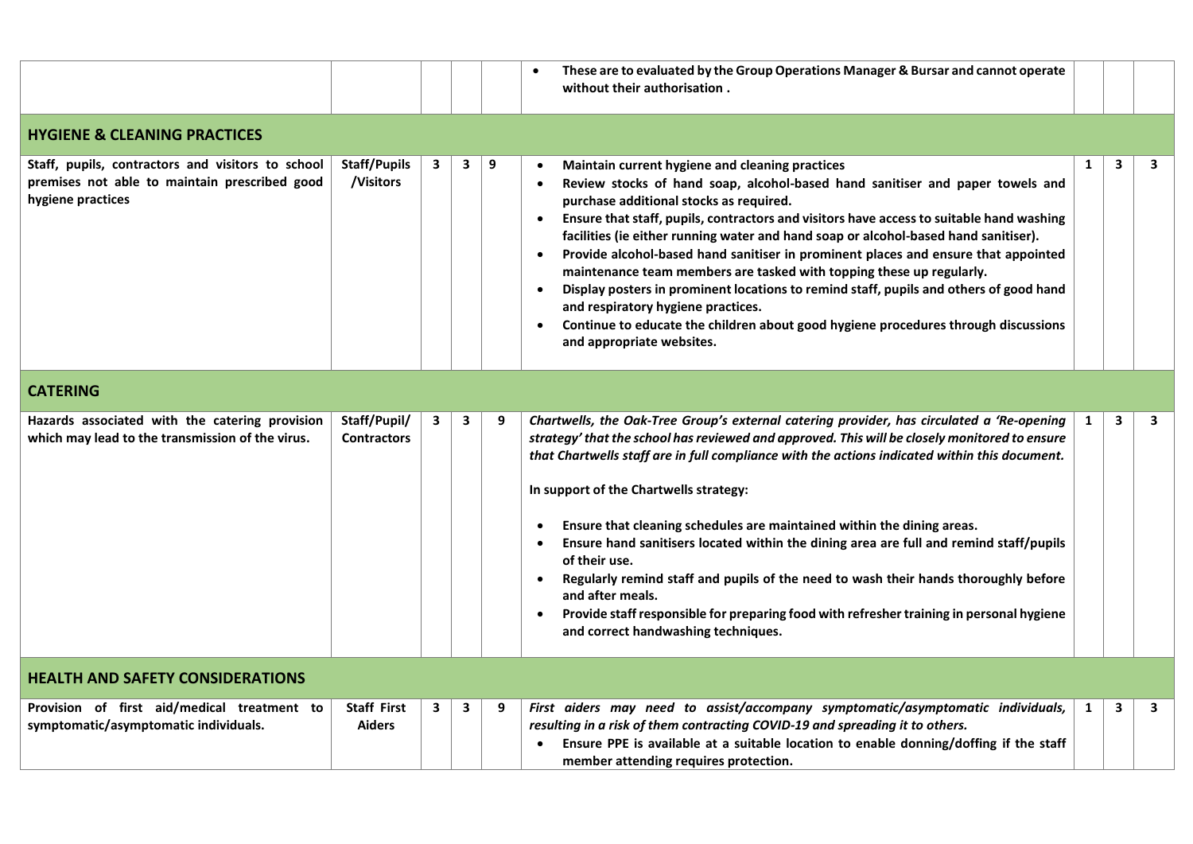| | | | | | | | | |
|---|---|---|---|---|---|---|---|---|
| | | | | | • **These are to evaluated by the Group Operations Manager & Bursar and cannot operate without their authorisation .** | | | |
| **HYGIENE & CLEANING PRACTICES** | | | | | | | | |
| **Staff, pupils, contractors and visitors to school premises not able to maintain prescribed good hygiene practices** | **Staff/Pupils /Visitors** | **3** | **3** | **9** | • **Maintain current hygiene and cleaning practices**<br>• **Review stocks of hand soap, alcohol-based hand sanitiser and paper towels and purchase additional stocks as required.**<br>• **Ensure that staff, pupils, contractors and visitors have access to suitable hand washing facilities (ie either running water and hand soap or alcohol-based hand sanitiser).**<br>• **Provide alcohol-based hand sanitiser in prominent places and ensure that appointed maintenance team members are tasked with topping these up regularly.**<br>• **Display posters in prominent locations to remind staff, pupils and others of good hand and respiratory hygiene practices.**<br>• **Continue to educate the children about good hygiene procedures through discussions and appropriate websites.** | **1** | **3** | **3** |
| **CATERING** | | | | | | | | |
| **Hazards associated with the catering provision which may lead to the transmission of the virus.** | **Staff/Pupil/ Contractors** | **3** | **3** | **9** | ***Chartwells, the Oak-Tree Group's external catering provider, has circulated a 'Re-opening strategy' that the school has reviewed and approved. This will be closely monitored to ensure that Chartwells staff are in full compliance with the actions indicated within this document.***<br><br>**In support of the Chartwells strategy:**<br><br>• **Ensure that cleaning schedules are maintained within the dining areas.**<br>• **Ensure hand sanitisers located within the dining area are full and remind staff/pupils of their use.**<br>• **Regularly remind staff and pupils of the need to wash their hands thoroughly before and after meals.**<br>• **Provide staff responsible for preparing food with refresher training in personal hygiene and correct handwashing techniques.** | **1** | **3** | **3** |
| **HEALTH AND SAFETY CONSIDERATIONS** | | | | | | | | |
| **Provision of first aid/medical treatment to symptomatic/asymptomatic individuals.** | **Staff First Aiders** | **3** | **3** | **9** | ***First aiders may need to assist/accompany symptomatic/asymptomatic individuals, resulting in a risk of them contracting COVID-19 and spreading it to others.***<br>• **Ensure PPE is available at a suitable location to enable donning/doffing if the staff member attending requires protection.** | **1** | **3** | **3** |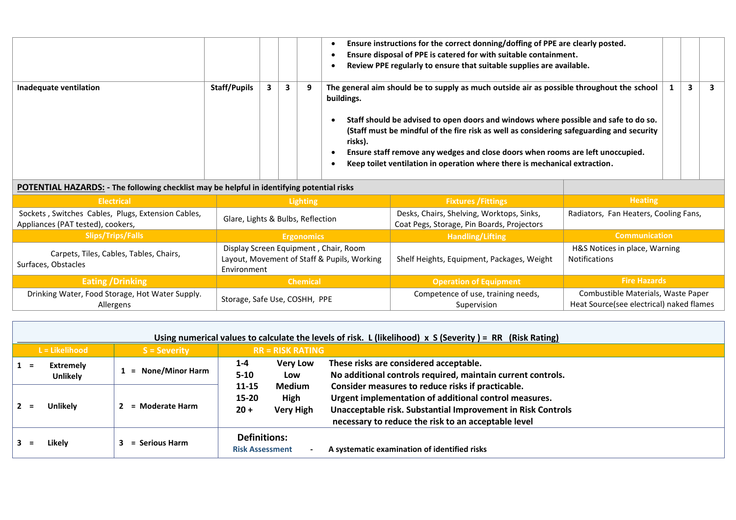| | | | | | | | | |
|---|---|---|---|---|---|---|---|---|
| | | | | | • **Ensure instructions for the correct donning/doffing of PPE are clearly posted.**<br>• **Ensure disposal of PPE is catered for with suitable containment.**<br>• **Review PPE regularly to ensure that suitable supplies are available.** | | | |
| **Inadequate ventilation** | **Staff/Pupils** | **3** | **3** | **9** | **The general aim should be to supply as much outside air as possible throughout the school buildings.**<br><br>• **Staff should be advised to open doors and windows where possible and safe to do so. (Staff must be mindful of the fire risk as well as considering safeguarding and security risks).**<br>• **Ensure staff remove any wedges and close doors when rooms are left unoccupied.**<br>• **Keep toilet ventilation in operation where there is mechanical extraction.** | **1** | **3** | **3** |

**POTENTIAL HAZARDS: - The following checklist may be helpful in identifying potential risks**

| Electrical | Lighting | Fixtures /Fittings | Heating |
|---|---|---|---|
| Sockets , Switches Cables, Plugs, Extension Cables, Appliances (PAT tested), cookers, | Glare, Lights & Bulbs, Reflection | Desks, Chairs, Shelving, Worktops, Sinks, Coat Pegs, Storage, Pin Boards, Projectors | Radiators, Fan Heaters, Cooling Fans, |
| **Slips/Trips/Falls** | **Ergonomics** | **Handling/Lifting** | **Communication** |
| Carpets, Tiles, Cables, Tables, Chairs, Surfaces, Obstacles | Display Screen Equipment , Chair, Room Layout, Movement of Staff & Pupils, Working Environment | Shelf Heights, Equipment, Packages, Weight | H&S Notices in place, Warning Notifications |
| **Eating /Drinking** | **Chemical** | **Operation of Equipment** | **Fire Hazards** |
| Drinking Water, Food Storage, Hot Water Supply. Allergens | Storage, Safe Use, COSHH, PPE | Competence of use, training needs, Supervision | Combustible Materials, Waste Paper Heat Source(see electrical) naked flames |

**Using numerical values to calculate the levels of risk. L (likelihood) x S (Severity ) = RR (Risk Rating)**

| L = Likelihood | S = Severity | RR = RISK RATING | | |
|---|---|---|---|---|
| **1 = Extremely Unlikely** | **1 = None/Minor Harm** | **1-4** | **Very Low** | **These risks are considered acceptable.** |
| | | **5-10** | **Low** | **No additional controls required, maintain current controls.** |
| **2 = Unlikely** | **2 = Moderate Harm** | **11-15** | **Medium** | **Consider measures to reduce risks if practicable.** |
| | | **15-20** | **High** | **Urgent implementation of additional control measures.** |
| | | **20 +** | **Very High** | **Unacceptable risk. Substantial Improvement in Risk Controls necessary to reduce the risk to an acceptable level** |
| **3 = Likely** | **3 = Serious Harm** | **Definitions:** | | |
| | | **Risk Assessment** | - | **A systematic examination of identified risks** |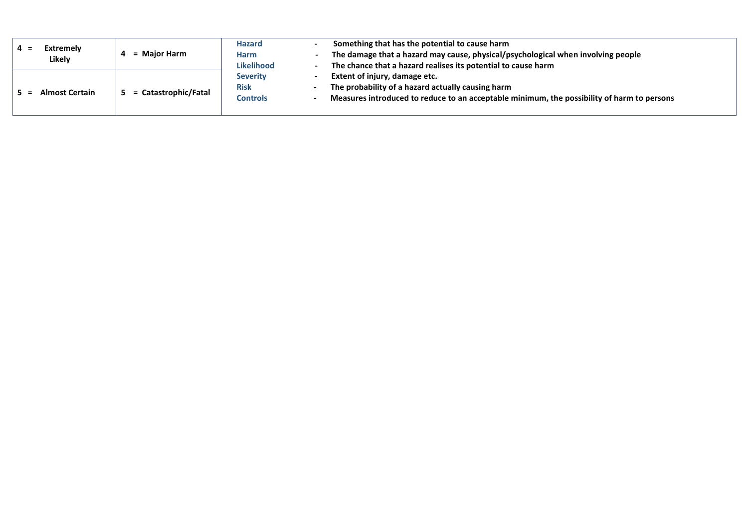| | | |
|---|---|---|
| **4 = Extremely Likely** | **4 = Major Harm** | **Hazard** - **Something that has the potential to cause harm**<br>**Harm** - **The damage that a hazard may cause, physical/psychological when involving people**<br>**Likelihood** - **The chance that a hazard realises its potential to cause harm**<br>**Severity** - **Extent of injury, damage etc.**<br>**Risk** - **The probability of a hazard actually causing harm**<br>**Controls** - **Measures introduced to reduce to an acceptable minimum, the possibility of harm to persons** |
| **5 = Almost Certain** | **5 = Catastrophic/Fatal** | |